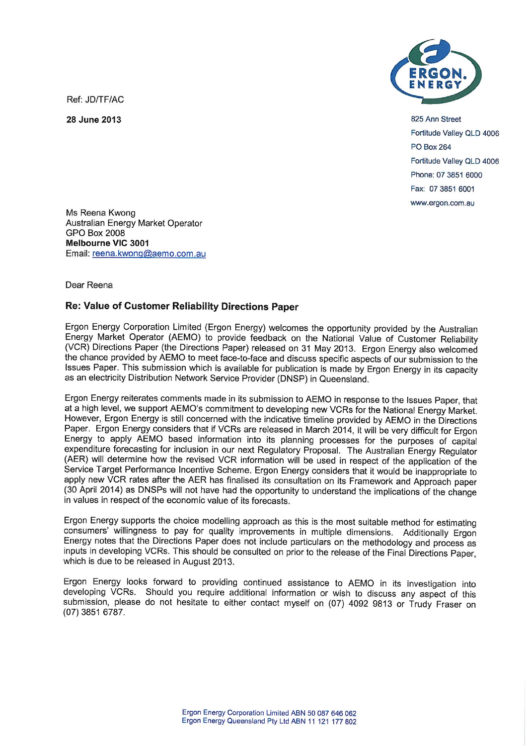Ref: JD/TF/AC

**28 June 2013**

825 Ann Street
Fortitude Valley QLD 4006
PO Box 264
Fortitude Valley QLD 4006
Phone: 07 3851 6000
Fax: 07 3851 6001
www.ergon.com.au

Ms Reena Kwong
Australian Energy Market Operator
GPO Box 2008
**Melbourne VIC 3001**
Email: reena.kwong@aemo.com.au

Dear Reena

## Re: Value of Customer Reliability Directions Paper

Ergon Energy Corporation Limited (Ergon Energy) welcomes the opportunity provided by the Australian Energy Market Operator (AEMO) to provide feedback on the National Value of Customer Reliability (VCR) Directions Paper (the Directions Paper) released on 31 May 2013. Ergon Energy also welcomed the chance provided by AEMO to meet face-to-face and discuss specific aspects of our submission to the Issues Paper. This submission which is available for publication is made by Ergon Energy in its capacity as an electricity Distribution Network Service Provider (DNSP) in Queensland.

Ergon Energy reiterates comments made in its submission to AEMO in response to the Issues Paper, that at a high level, we support AEMO's commitment to developing new VCRs for the National Energy Market. However, Ergon Energy is still concerned with the indicative timeline provided by AEMO in the Directions Paper. Ergon Energy considers that if VCRs are released in March 2014, it will be very difficult for Ergon Energy to apply AEMO based information into its planning processes for the purposes of capital expenditure forecasting for inclusion in our next Regulatory Proposal. The Australian Energy Regulator (AER) will determine how the revised VCR information will be used in respect of the application of the Service Target Performance Incentive Scheme. Ergon Energy considers that it would be inappropriate to apply new VCR rates after the AER has finalised its consultation on its Framework and Approach paper (30 April 2014) as DNSPs will not have had the opportunity to understand the implications of the change in values in respect of the economic value of its forecasts.

Ergon Energy supports the choice modelling approach as this is the most suitable method for estimating consumers' willingness to pay for quality improvements in multiple dimensions. Additionally Ergon Energy notes that the Directions Paper does not include particulars on the methodology and process as inputs in developing VCRs. This should be consulted on prior to the release of the Final Directions Paper, which is due to be released in August 2013.

Ergon Energy looks forward to providing continued assistance to AEMO in its investigation into developing VCRs. Should you require additional information or wish to discuss any aspect of this submission, please do not hesitate to either contact myself on (07) 4092 9813 or Trudy Fraser on (07) 3851 6787.

Ergon Energy Corporation Limited ABN 50 087 646 062
Ergon Energy Queensland Pty Ltd ABN 11 121 177 802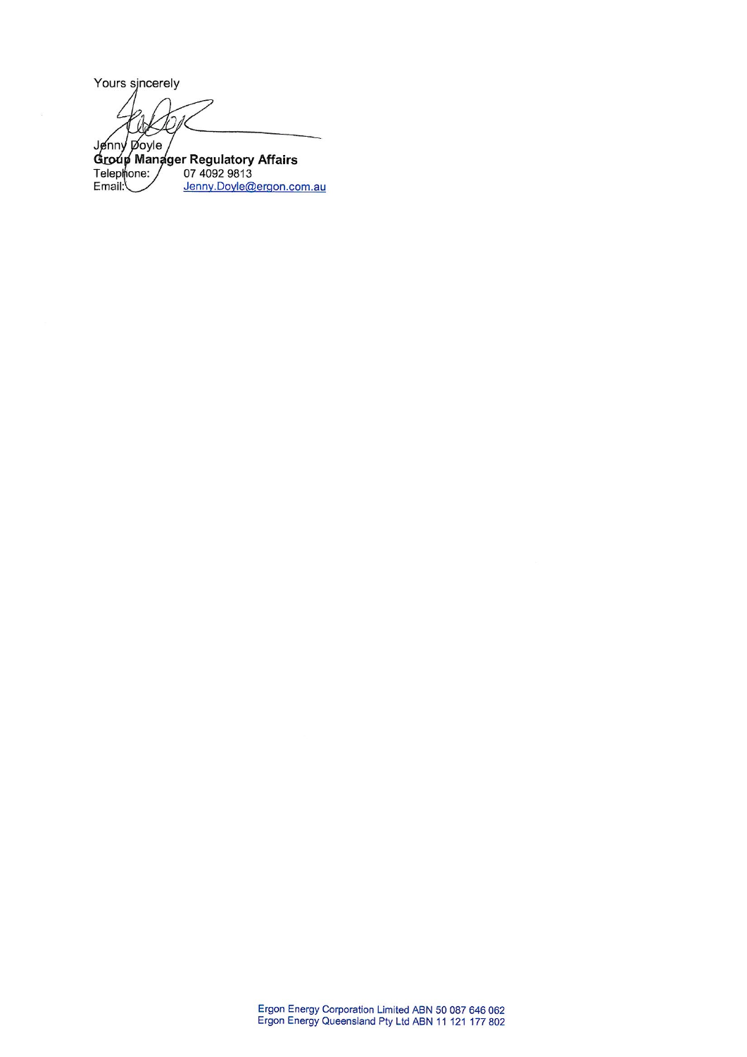Yours sincerely

Jenny Doyle
**Group Manager Regulatory Affairs**
Telephone: 07 4092 9813
Email: Jenny.Doyle@ergon.com.au

Ergon Energy Corporation Limited ABN 50 087 646 062
Ergon Energy Queensland Pty Ltd ABN 11 121 177 802